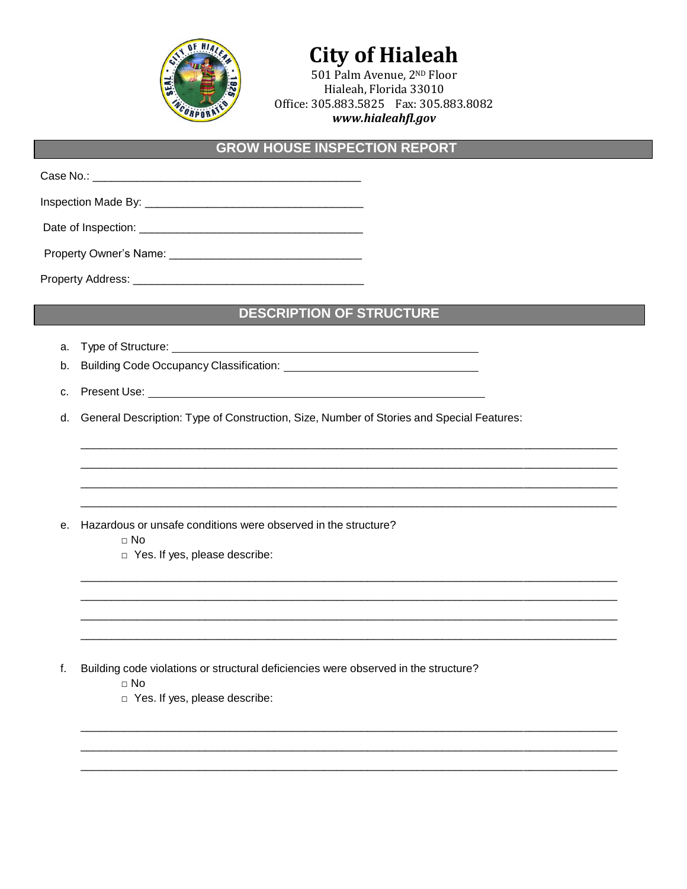# City of Hialeah

501 Palm Avenue, 2ND Floor
Hialeah, Florida 33010
Office: 305.883.5825 Fax: 305.883.8082
***www.hialeahfl.gov***

## GROW HOUSE INSPECTION REPORT

Case No.: ___________________________________________

Inspection Made By: ___________________________________

Date of Inspection: ____________________________________

Property Owner's Name: _______________________________

Property Address: _____________________________________

## DESCRIPTION OF STRUCTURE

a. Type of Structure: ________________________________________________

b. Building Code Occupancy Classification: ______________________________

c. Present Use: _____________________________________________________

d. General Description: Type of Construction, Size, Number of Stories and Special Features:

_____________________________________________________________________________________

_____________________________________________________________________________________

_____________________________________________________________________________________

_____________________________________________________________________________________

e. Hazardous or unsafe conditions were observed in the structure?

- □ No
- □ Yes. If yes, please describe:

_____________________________________________________________________________________

_____________________________________________________________________________________

_____________________________________________________________________________________

_____________________________________________________________________________________

f. Building code violations or structural deficiencies were observed in the structure?

- □ No
- □ Yes. If yes, please describe:

_____________________________________________________________________________________

_____________________________________________________________________________________

_____________________________________________________________________________________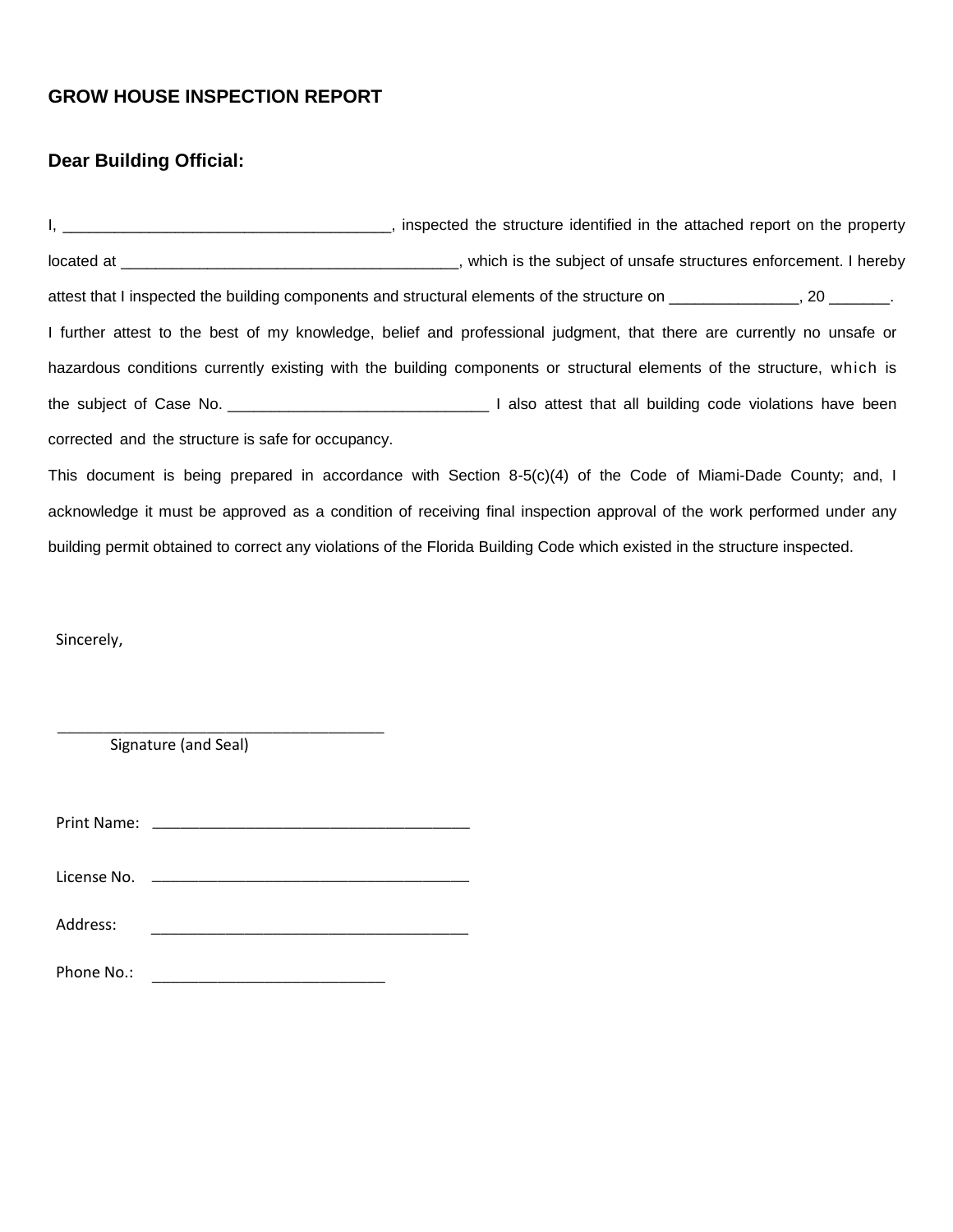## GROW HOUSE INSPECTION REPORT

### Dear Building Official:

I, _____________________________________, inspected the structure identified in the attached report on the property located at ______________________________________, which is the subject of unsafe structures enforcement. I hereby attest that I inspected the building components and structural elements of the structure on _______________, 20 _______. I further attest to the best of my knowledge, belief and professional judgment, that there are currently no unsafe or hazardous conditions currently existing with the building components or structural elements of the structure, which is the subject of Case No. ______________________________ I also attest that all building code violations have been corrected and the structure is safe for occupancy.

This document is being prepared in accordance with Section 8-5(c)(4) of the Code of Miami-Dade County; and, I acknowledge it must be approved as a condition of receiving final inspection approval of the work performed under any building permit obtained to correct any violations of the Florida Building Code which existed in the structure inspected.

Sincerely,

______________________________________
Signature (and Seal)

Print Name: ______________________________________

License No. ______________________________________

Address: ______________________________________

Phone No.: ___________________________